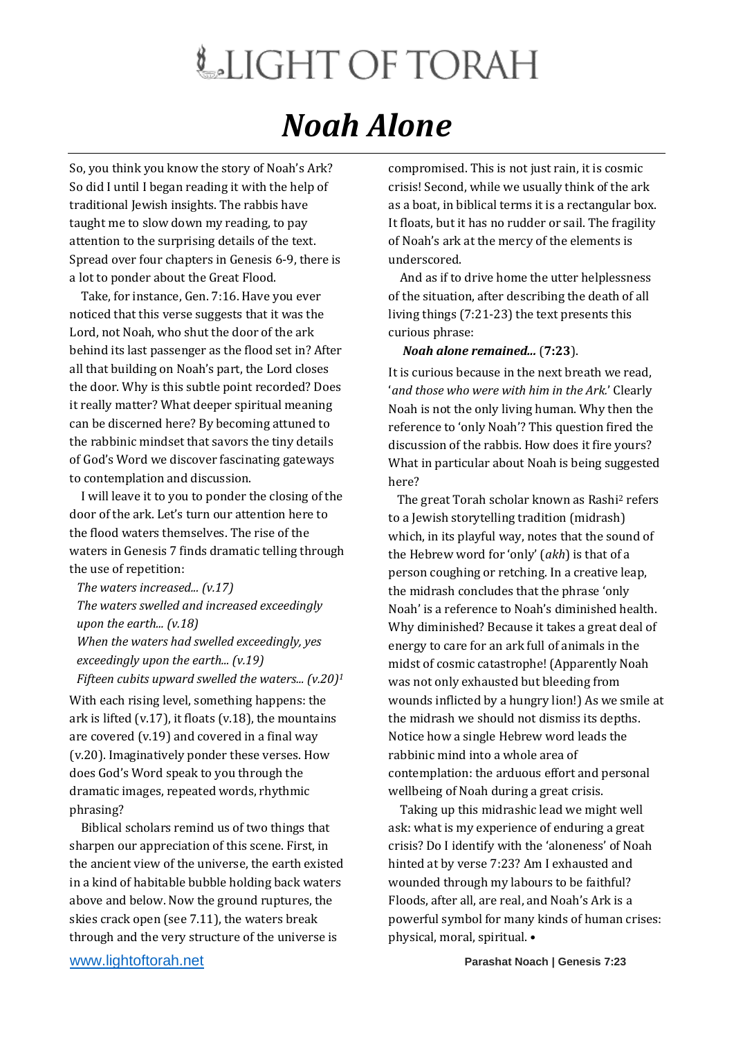# LIGHT OF TORAH

## *Noah Alone*

So, you think you know the story of Noah's Ark? So did I until I began reading it with the help of traditional Jewish insights. The rabbis have taught me to slow down my reading, to pay attention to the surprising details of the text. Spread over four chapters in Genesis 6-9, there is a lot to ponder about the Great Flood.

Take, for instance, Gen. 7:16. Have you ever noticed that this verse suggests that it was the Lord, not Noah, who shut the door of the ark behind its last passenger as the flood set in? After all that building on Noah's part, the Lord closes the door. Why is this subtle point recorded? Does it really matter? What deeper spiritual meaning can be discerned here? By becoming attuned to the rabbinic mindset that savors the tiny details of God's Word we discover fascinating gateways to contemplation and discussion.

I will leave it to you to ponder the closing of the door of the ark. Let's turn our attention here to the flood waters themselves. The rise of the waters in Genesis 7 finds dramatic telling through the use of repetition:

*The waters increased... (v.17)*
*The waters swelled and increased exceedingly upon the earth... (v.18)*
*When the waters had swelled exceedingly, yes exceedingly upon the earth... (v.19)*
*Fifteen cubits upward swelled the waters... (v.20)*[1]

With each rising level, something happens: the ark is lifted (v.17), it floats (v.18), the mountains are covered (v.19) and covered in a final way (v.20). Imaginatively ponder these verses. How does God's Word speak to you through the dramatic images, repeated words, rhythmic phrasing?

Biblical scholars remind us of two things that sharpen our appreciation of this scene. First, in the ancient view of the universe, the earth existed in a kind of habitable bubble holding back waters above and below. Now the ground ruptures, the skies crack open (see 7.11), the waters break through and the very structure of the universe is compromised. This is not just rain, it is cosmic crisis! Second, while we usually think of the ark as a boat, in biblical terms it is a rectangular box. It floats, but it has no rudder or sail. The fragility of Noah's ark at the mercy of the elements is underscored.

And as if to drive home the utter helplessness of the situation, after describing the death of all living things (7:21-23) the text presents this curious phrase:

***Noah alone remained...*** (**7:23**).

It is curious because in the next breath we read, '*and those who were with him in the Ark.*' Clearly Noah is not the only living human. Why then the reference to 'only Noah'? This question fired the discussion of the rabbis. How does it fire yours? What in particular about Noah is being suggested here?

The great Torah scholar known as Rashi[2] refers to a Jewish storytelling tradition (midrash) which, in its playful way, notes that the sound of the Hebrew word for 'only' (*akh*) is that of a person coughing or retching. In a creative leap, the midrash concludes that the phrase 'only Noah' is a reference to Noah's diminished health. Why diminished? Because it takes a great deal of energy to care for an ark full of animals in the midst of cosmic catastrophe! (Apparently Noah was not only exhausted but bleeding from wounds inflicted by a hungry lion!) As we smile at the midrash we should not dismiss its depths. Notice how a single Hebrew word leads the rabbinic mind into a whole area of contemplation: the arduous effort and personal wellbeing of Noah during a great crisis.

Taking up this midrashic lead we might well ask: what is my experience of enduring a great crisis? Do I identify with the 'aloneness' of Noah hinted at by verse 7:23? Am I exhausted and wounded through my labours to be faithful? Floods, after all, are real, and Noah's Ark is a powerful symbol for many kinds of human crises: physical, moral, spiritual. •

www.lightoftorah.net — **Parashat Noach | Genesis 7:23**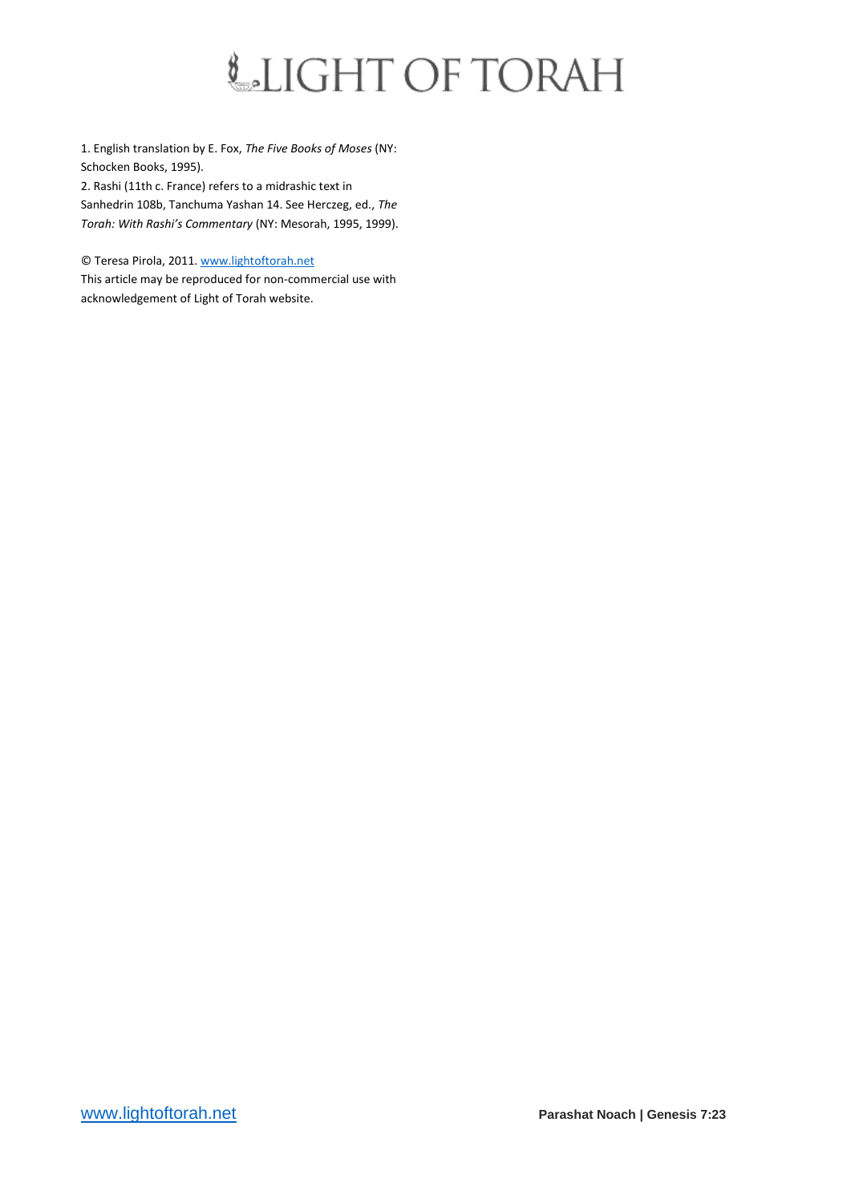1. English translation by E. Fox, *The Five Books of Moses* (NY: Schocken Books, 1995).
2. Rashi (11th c. France) refers to a midrashic text in Sanhedrin 108b, Tanchuma Yashan 14. See Herczeg, ed., *The Torah: With Rashi's Commentary* (NY: Mesorah, 1995, 1999).

© Teresa Pirola, 2011. www.lightoftorah.net
This article may be reproduced for non-commercial use with acknowledgement of Light of Torah website.